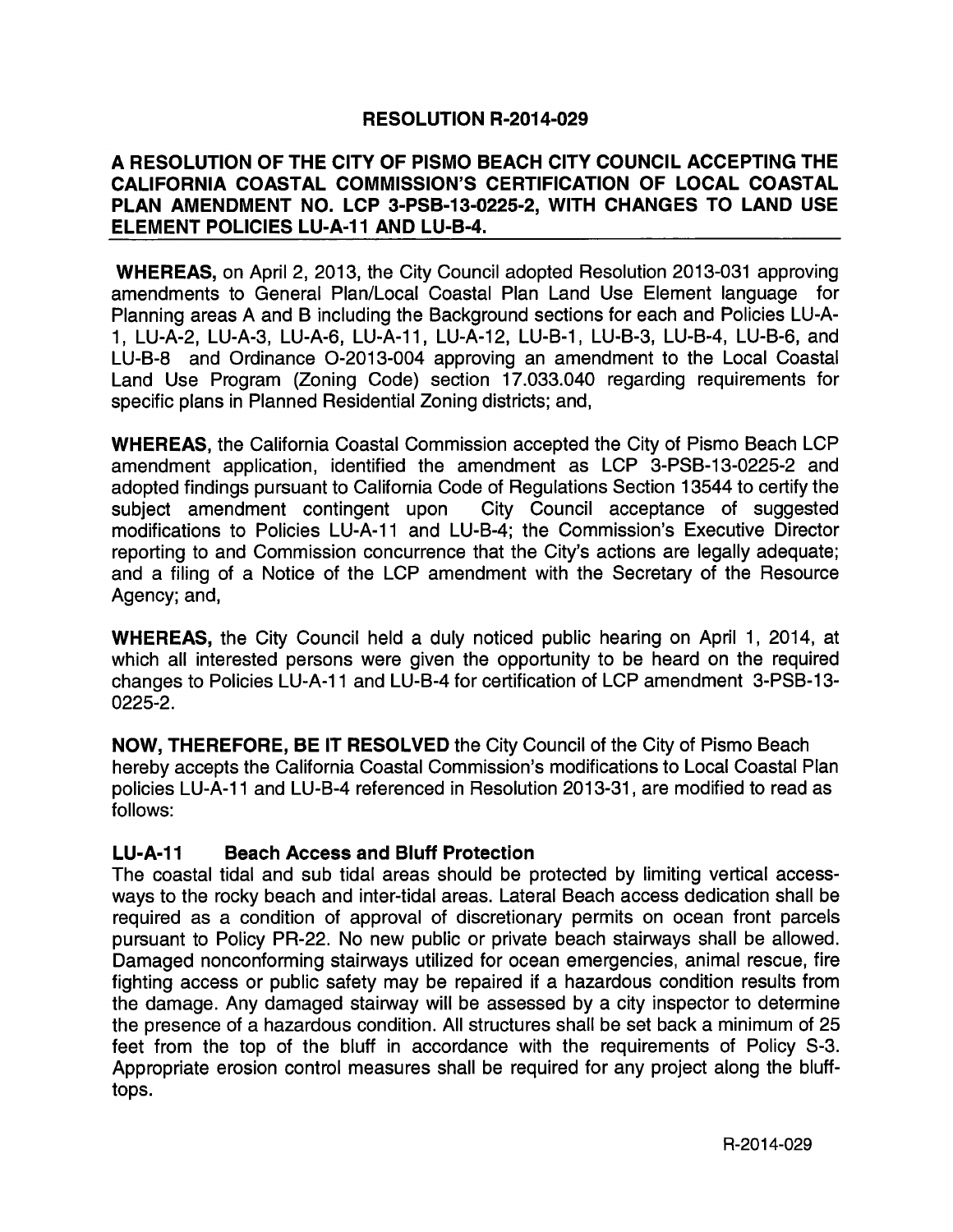# RESOLUTION R-2014-029

## A RESOLUTION OF THE CITY OF PISMO BEACH CITY COUNCIL ACCEPTING THE CALIFORNIA COASTAL COMMISSION'S CERTIFICATION OF LOCAL COASTAL PLAN AMENDMENT NO. LCP 3-PSB-13-0225-2, WITH CHANGES TO LAND USE ELEMENT POLICIES LU-A-11 AND LU-B-4.

**WHEREAS,** on April 2, 2013, the City Council adopted Resolution 2013-031 approving amendments to General Plan/Local Coastal Plan Land Use Element language for Planning areas A and B including the Background sections for each and Policies LU-A-1, LU-A-2, LU-A-3, LU-A-6, LU-A-11, LU-A-12, LU-B-1, LU-B-3, LU-B-4, LU-B-6, and LU-B-8 and Ordinance O-2013-004 approving an amendment to the Local Coastal Land Use Program (Zoning Code) section 17.033.040 regarding requirements for specific plans in Planned Residential Zoning districts; and,

**WHEREAS,** the California Coastal Commission accepted the City of Pismo Beach LCP amendment application, identified the amendment as LCP 3-PSB-13-0225-2 and adopted findings pursuant to California Code of Regulations Section 13544 to certify the subject amendment contingent upon City Council acceptance of suggested modifications to Policies LU-A-11 and LU-B-4; the Commission's Executive Director reporting to and Commission concurrence that the City's actions are legally adequate; and a filing of a Notice of the LCP amendment with the Secretary of the Resource Agency; and,

**WHEREAS,** the City Council held a duly noticed public hearing on April 1, 2014, at which all interested persons were given the opportunity to be heard on the required changes to Policies LU-A-11 and LU-B-4 for certification of LCP amendment 3-PSB-13-0225-2.

**NOW, THEREFORE, BE IT RESOLVED** the City Council of the City of Pismo Beach hereby accepts the California Coastal Commission's modifications to Local Coastal Plan policies LU-A-11 and LU-B-4 referenced in Resolution 2013-31, are modified to read as follows:

### LU-A-11 Beach Access and Bluff Protection

The coastal tidal and sub tidal areas should be protected by limiting vertical access-ways to the rocky beach and inter-tidal areas. Lateral Beach access dedication shall be required as a condition of approval of discretionary permits on ocean front parcels pursuant to Policy PR-22. No new public or private beach stairways shall be allowed. Damaged nonconforming stairways utilized for ocean emergencies, animal rescue, fire fighting access or public safety may be repaired if a hazardous condition results from the damage. Any damaged stairway will be assessed by a city inspector to determine the presence of a hazardous condition. All structures shall be set back a minimum of 25 feet from the top of the bluff in accordance with the requirements of Policy S-3. Appropriate erosion control measures shall be required for any project along the bluff-tops.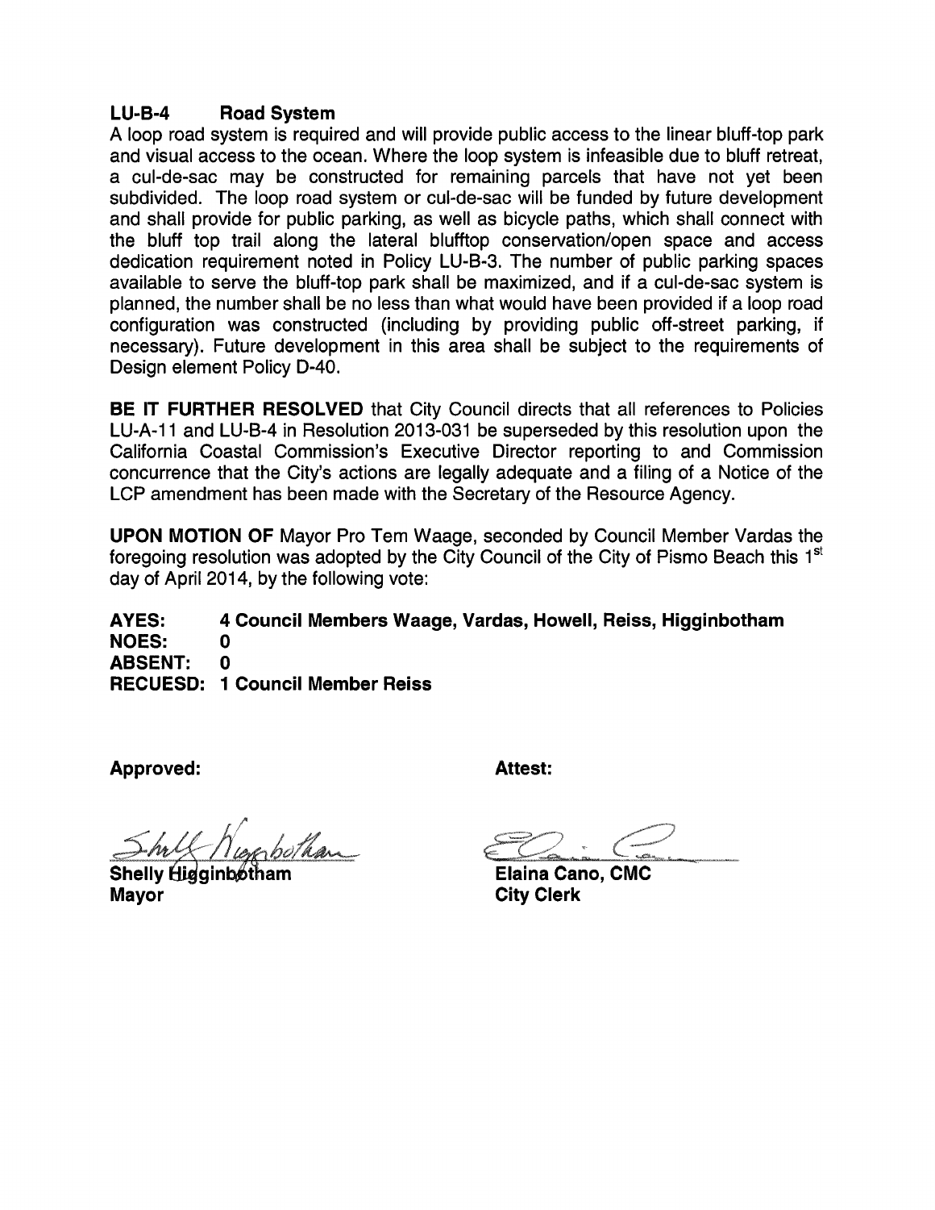**LU-B-4 Road System**

A loop road system is required and will provide public access to the linear bluff-top park and visual access to the ocean. Where the loop system is infeasible due to bluff retreat, a cul-de-sac may be constructed for remaining parcels that have not yet been subdivided. The loop road system or cul-de-sac will be funded by future development and shall provide for public parking, as well as bicycle paths, which shall connect with the bluff top trail along the lateral blufftop conservation/open space and access dedication requirement noted in Policy LU-B-3. The number of public parking spaces available to serve the bluff-top park shall be maximized, and if a cul-de-sac system is planned, the number shall be no less than what would have been provided if a loop road configuration was constructed (including by providing public off-street parking, if necessary). Future development in this area shall be subject to the requirements of Design element Policy D-40.

**BE IT FURTHER RESOLVED** that City Council directs that all references to Policies LU-A-11 and LU-B-4 in Resolution 2013-031 be superseded by this resolution upon the California Coastal Commission's Executive Director reporting to and Commission concurrence that the City's actions are legally adequate and a filing of a Notice of the LCP amendment has been made with the Secretary of the Resource Agency.

**UPON MOTION OF** Mayor Pro Tem Waage, seconded by Council Member Vardas the foregoing resolution was adopted by the City Council of the City of Pismo Beach this 1st day of April 2014, by the following vote:

**AYES: 4 Council Members Waage, Vardas, Howell, Reiss, Higginbotham**
**NOES: 0**
**ABSENT: 0**
**RECUESD: 1 Council Member Reiss**

**Approved:**

Shelly Higginbotham
**Mayor**

**Attest:**

**Elaina Cano, CMC**
**City Clerk**